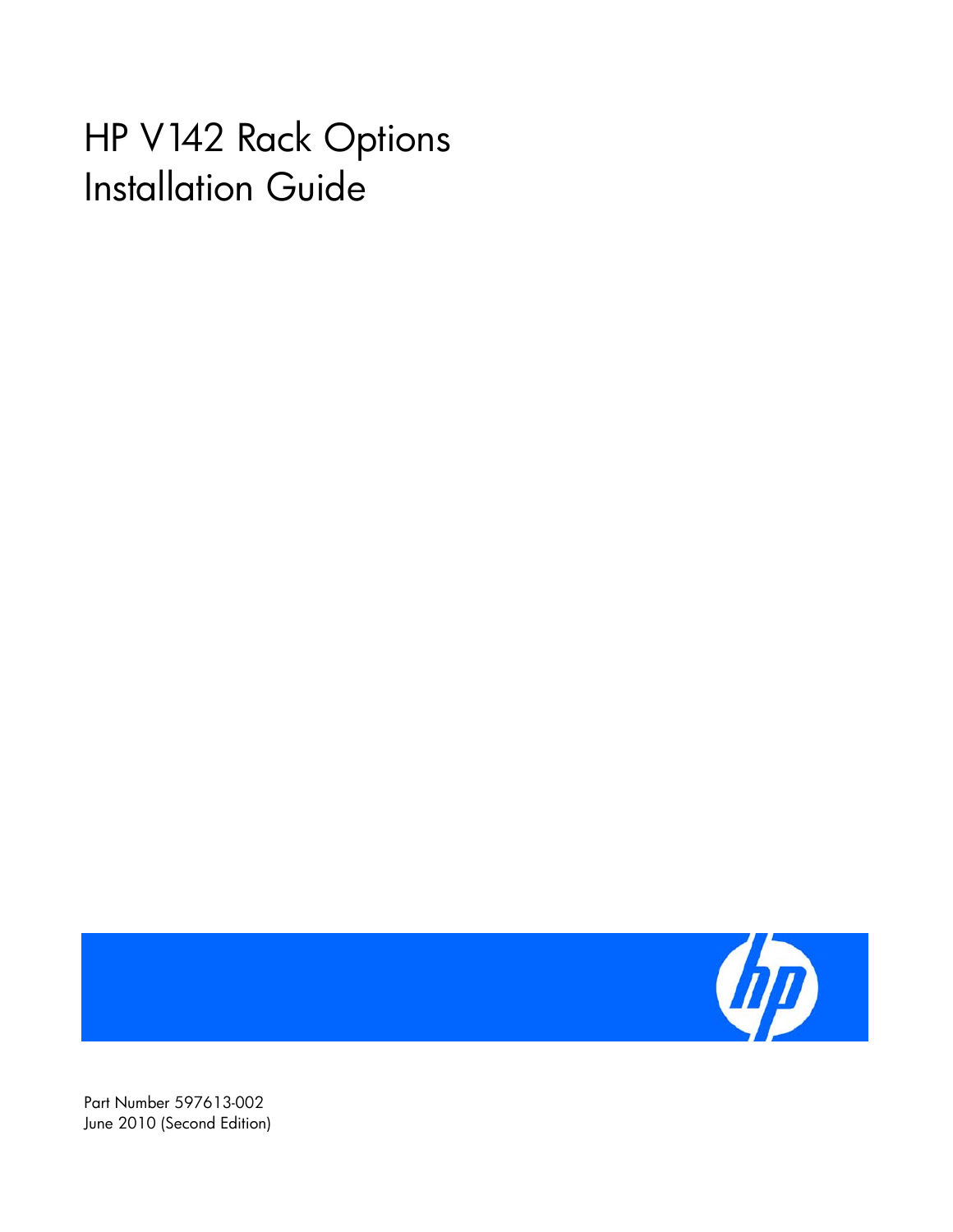# HP V142 Rack Options Installation Guide

Part Number 597613-002
June 2010 (Second Edition)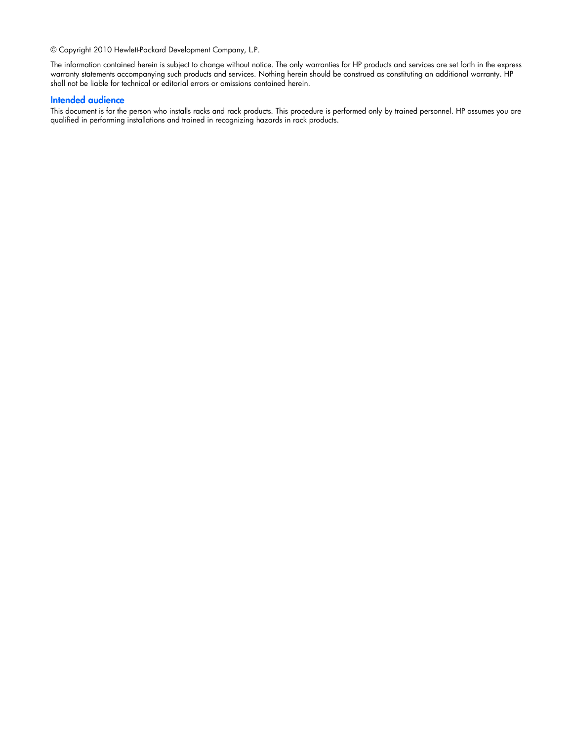© Copyright 2010 Hewlett-Packard Development Company, L.P.

The information contained herein is subject to change without notice. The only warranties for HP products and services are set forth in the express warranty statements accompanying such products and services. Nothing herein should be construed as constituting an additional warranty. HP shall not be liable for technical or editorial errors or omissions contained herein.

## Intended audience

This document is for the person who installs racks and rack products. This procedure is performed only by trained personnel. HP assumes you are qualified in performing installations and trained in recognizing hazards in rack products.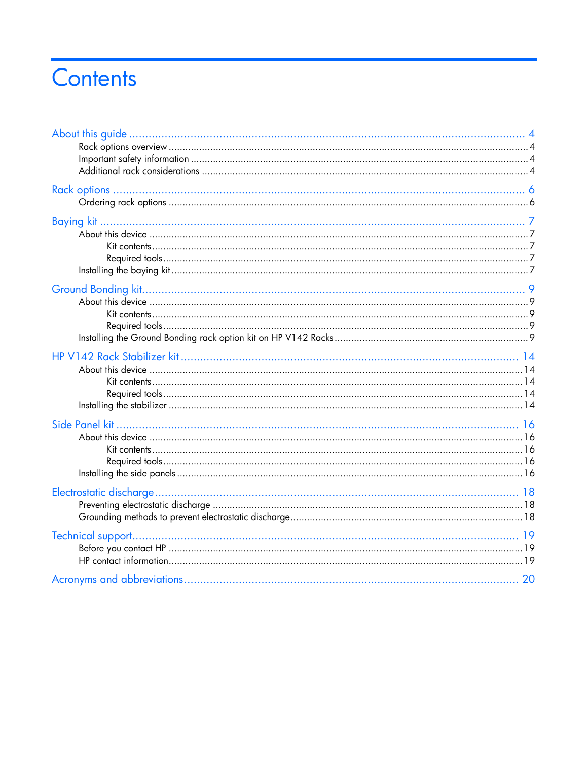# Contents

About this guide ..... 4
- Rack options overview ..... 4
- Important safety information ..... 4
- Additional rack considerations ..... 4

Rack options ..... 6
- Ordering rack options ..... 6

Baying kit ..... 7
- About this device ..... 7
  - Kit contents ..... 7
  - Required tools ..... 7
- Installing the baying kit ..... 7

Ground Bonding kit ..... 9
- About this device ..... 9
  - Kit contents ..... 9
  - Required tools ..... 9
- Installing the Ground Bonding rack option kit on HP V142 Racks ..... 9

HP V142 Rack Stabilizer kit ..... 14
- About this device ..... 14
  - Kit contents ..... 14
  - Required tools ..... 14
- Installing the stabilizer ..... 14

Side Panel kit ..... 16
- About this device ..... 16
  - Kit contents ..... 16
  - Required tools ..... 16
- Installing the side panels ..... 16

Electrostatic discharge ..... 18
- Preventing electrostatic discharge ..... 18
- Grounding methods to prevent electrostatic discharge ..... 18

Technical support ..... 19
- Before you contact HP ..... 19
- HP contact information ..... 19

Acronyms and abbreviations ..... 20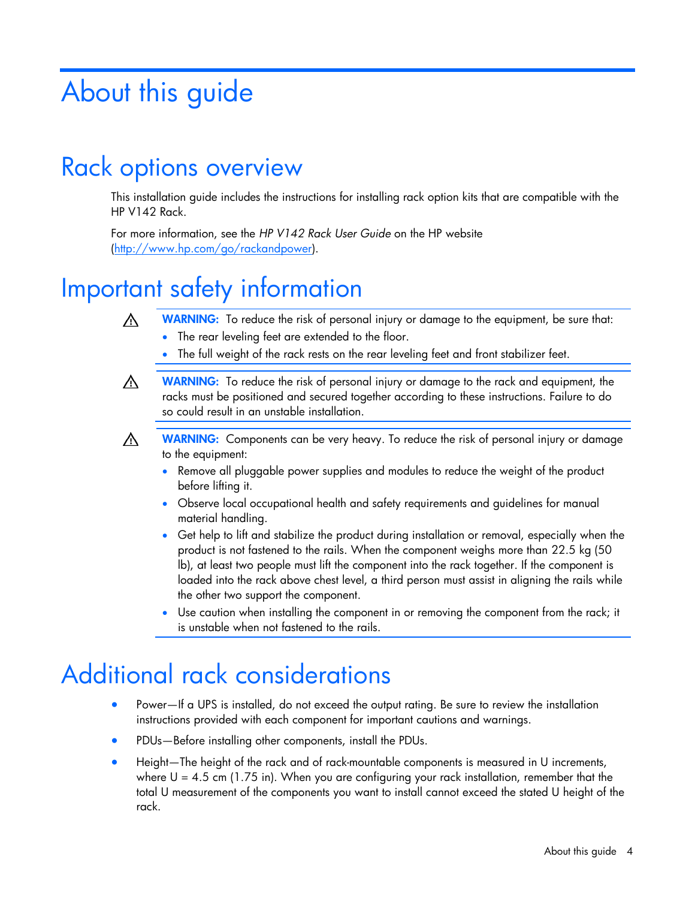# About this guide

## Rack options overview

This installation guide includes the instructions for installing rack option kits that are compatible with the HP V142 Rack.

For more information, see the *HP V142 Rack User Guide* on the HP website (http://www.hp.com/go/rackandpower).

## Important safety information

⚠ **WARNING:** To reduce the risk of personal injury or damage to the equipment, be sure that:

- The rear leveling feet are extended to the floor.
- The full weight of the rack rests on the rear leveling feet and front stabilizer feet.

⚠ **WARNING:** To reduce the risk of personal injury or damage to the rack and equipment, the racks must be positioned and secured together according to these instructions. Failure to do so could result in an unstable installation.

⚠ **WARNING:** Components can be very heavy. To reduce the risk of personal injury or damage to the equipment:

- Remove all pluggable power supplies and modules to reduce the weight of the product before lifting it.
- Observe local occupational health and safety requirements and guidelines for manual material handling.
- Get help to lift and stabilize the product during installation or removal, especially when the product is not fastened to the rails. When the component weighs more than 22.5 kg (50 lb), at least two people must lift the component into the rack together. If the component is loaded into the rack above chest level, a third person must assist in aligning the rails while the other two support the component.
- Use caution when installing the component in or removing the component from the rack; it is unstable when not fastened to the rails.

## Additional rack considerations

- Power—If a UPS is installed, do not exceed the output rating. Be sure to review the installation instructions provided with each component for important cautions and warnings.
- PDUs—Before installing other components, install the PDUs.
- Height—The height of the rack and of rack-mountable components is measured in U increments, where U = 4.5 cm (1.75 in). When you are configuring your rack installation, remember that the total U measurement of the components you want to install cannot exceed the stated U height of the rack.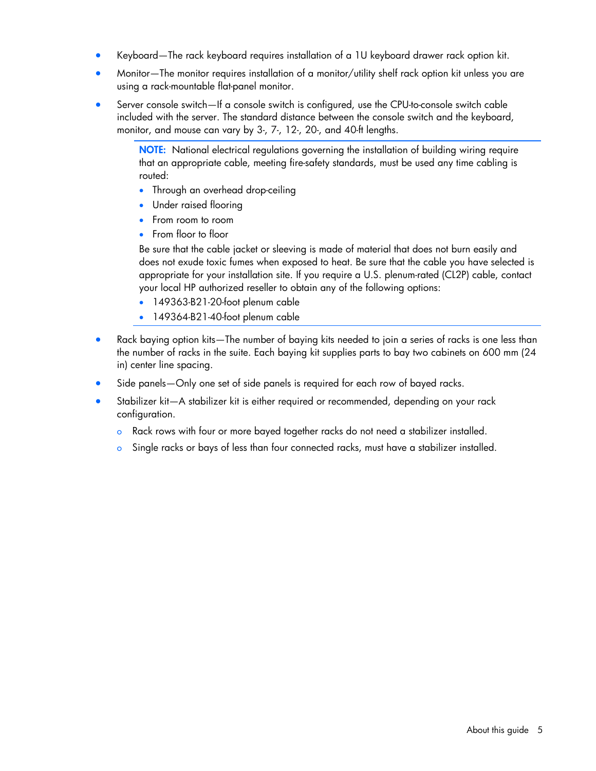- Keyboard—The rack keyboard requires installation of a 1U keyboard drawer rack option kit.
- Monitor—The monitor requires installation of a monitor/utility shelf rack option kit unless you are using a rack-mountable flat-panel monitor.
- Server console switch—If a console switch is configured, use the CPU-to-console switch cable included with the server. The standard distance between the console switch and the keyboard, monitor, and mouse can vary by 3-, 7-, 12-, 20-, and 40-ft lengths.

> **NOTE:** National electrical regulations governing the installation of building wiring require that an appropriate cable, meeting fire-safety standards, must be used any time cabling is routed:
>
> - Through an overhead drop-ceiling
> - Under raised flooring
> - From room to room
> - From floor to floor
>
> Be sure that the cable jacket or sleeving is made of material that does not burn easily and does not exude toxic fumes when exposed to heat. Be sure that the cable you have selected is appropriate for your installation site. If you require a U.S. plenum-rated (CL2P) cable, contact your local HP authorized reseller to obtain any of the following options:
>
> - 149363-B21-20-foot plenum cable
> - 149364-B21-40-foot plenum cable

- Rack baying option kits—The number of baying kits needed to join a series of racks is one less than the number of racks in the suite. Each baying kit supplies parts to bay two cabinets on 600 mm (24 in) center line spacing.
- Side panels—Only one set of side panels is required for each row of bayed racks.
- Stabilizer kit—A stabilizer kit is either required or recommended, depending on your rack configuration.
  - Rack rows with four or more bayed together racks do not need a stabilizer installed.
  - Single racks or bays of less than four connected racks, must have a stabilizer installed.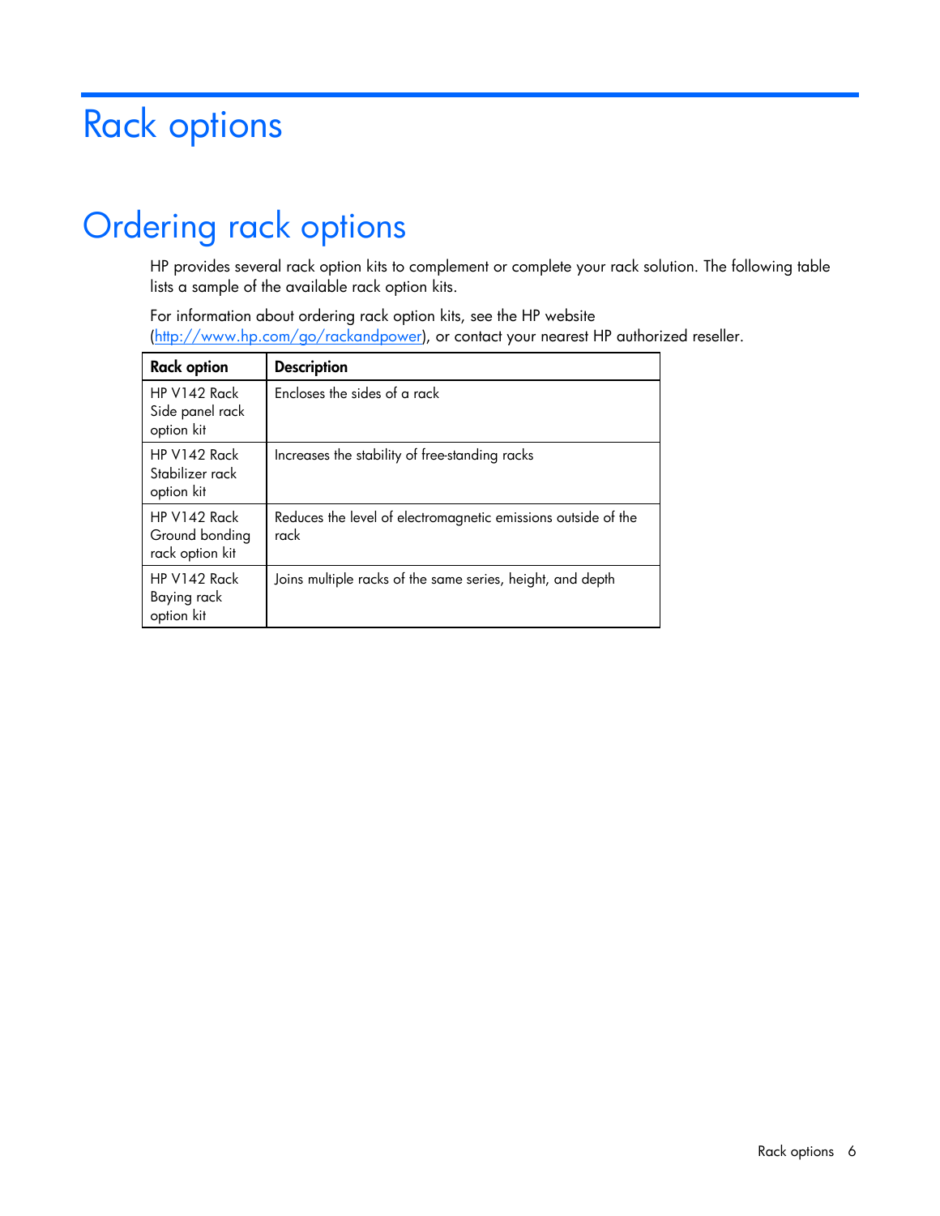# Rack options

## Ordering rack options

HP provides several rack option kits to complement or complete your rack solution. The following table lists a sample of the available rack option kits.

For information about ordering rack option kits, see the HP website (http://www.hp.com/go/rackandpower), or contact your nearest HP authorized reseller.

| Rack option | Description |
|---|---|
| HP V142 Rack Side panel rack option kit | Encloses the sides of a rack |
| HP V142 Rack Stabilizer rack option kit | Increases the stability of free-standing racks |
| HP V142 Rack Ground bonding rack option kit | Reduces the level of electromagnetic emissions outside of the rack |
| HP V142 Rack Baying rack option kit | Joins multiple racks of the same series, height, and depth |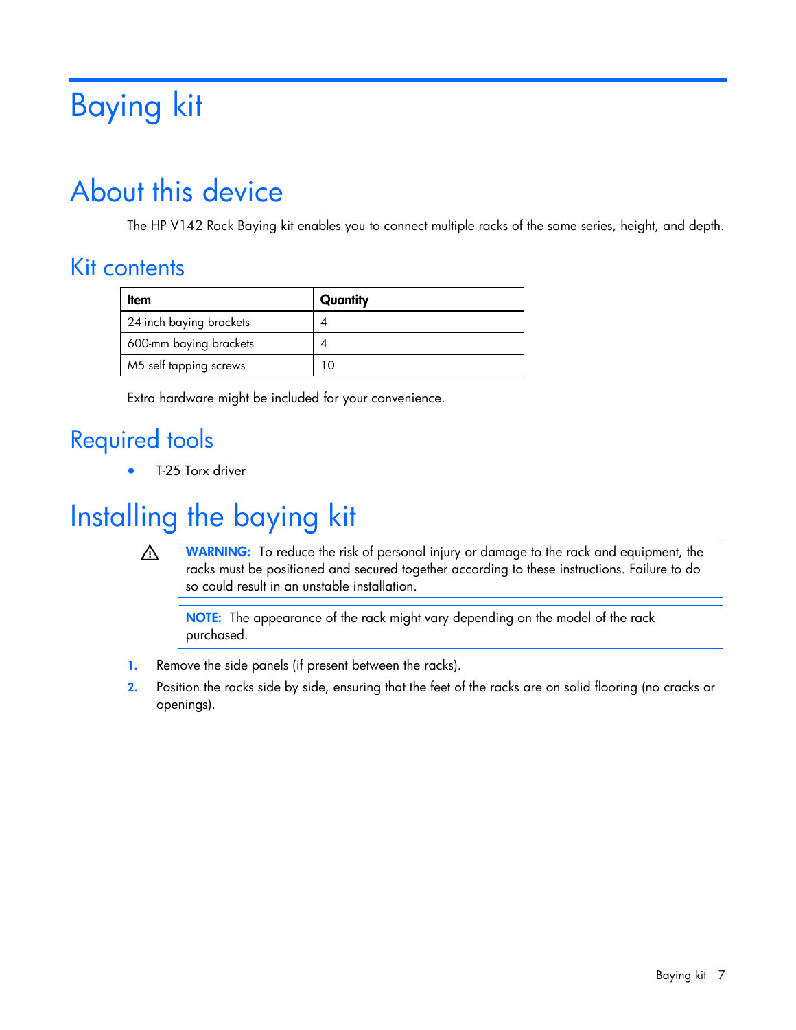# Baying kit

## About this device

The HP V142 Rack Baying kit enables you to connect multiple racks of the same series, height, and depth.

### Kit contents

| Item | Quantity |
|---|---|
| 24-inch baying brackets | 4 |
| 600-mm baying brackets | 4 |
| M5 self tapping screws | 10 |

Extra hardware might be included for your convenience.

### Required tools

- T-25 Torx driver

## Installing the baying kit

⚠ **WARNING:** To reduce the risk of personal injury or damage to the rack and equipment, the racks must be positioned and secured together according to these instructions. Failure to do so could result in an unstable installation.

**NOTE:** The appearance of the rack might vary depending on the model of the rack purchased.

1. Remove the side panels (if present between the racks).
2. Position the racks side by side, ensuring that the feet of the racks are on solid flooring (no cracks or openings).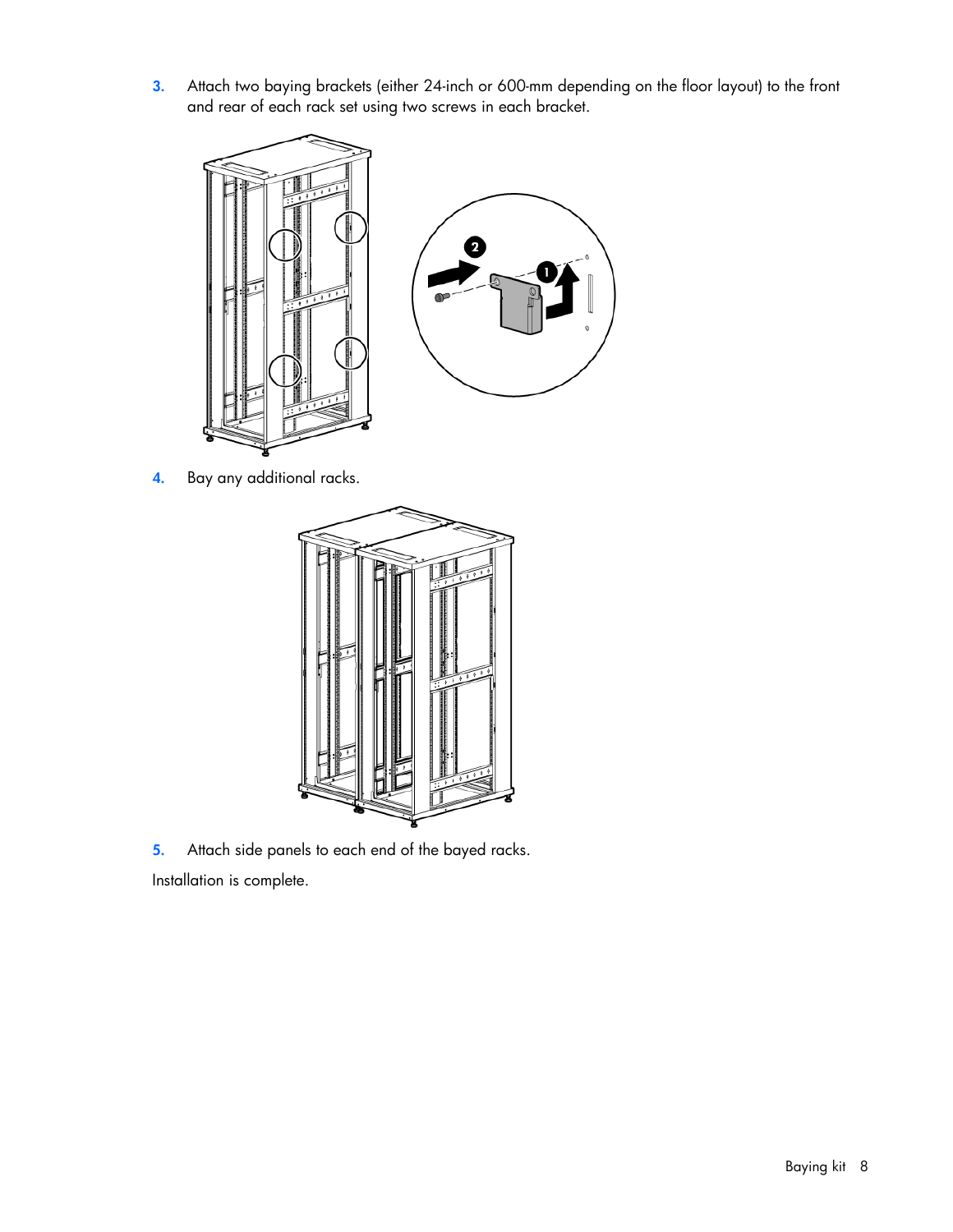3. Attach two baying brackets (either 24-inch or 600-mm depending on the floor layout) to the front and rear of each rack set using two screws in each bracket.

4. Bay any additional racks.

5. Attach side panels to each end of the bayed racks.

Installation is complete.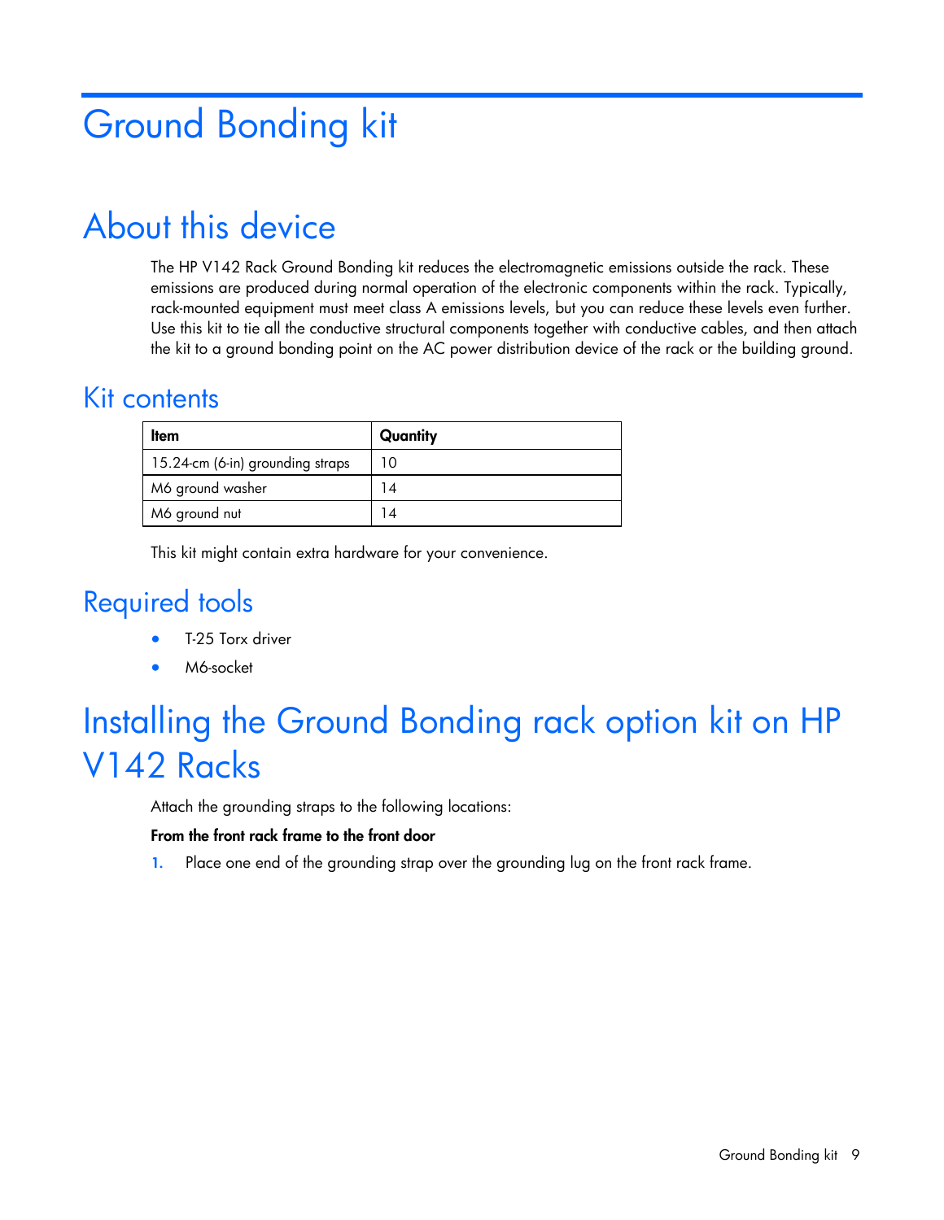# Ground Bonding kit

## About this device

The HP V142 Rack Ground Bonding kit reduces the electromagnetic emissions outside the rack. These emissions are produced during normal operation of the electronic components within the rack. Typically, rack-mounted equipment must meet class A emissions levels, but you can reduce these levels even further. Use this kit to tie all the conductive structural components together with conductive cables, and then attach the kit to a ground bonding point on the AC power distribution device of the rack or the building ground.

### Kit contents

| Item | Quantity |
|---|---|
| 15.24-cm (6-in) grounding straps | 10 |
| M6 ground washer | 14 |
| M6 ground nut | 14 |

This kit might contain extra hardware for your convenience.

### Required tools

- T-25 Torx driver
- M6-socket

## Installing the Ground Bonding rack option kit on HP V142 Racks

Attach the grounding straps to the following locations:

**From the front rack frame to the front door**

1. Place one end of the grounding strap over the grounding lug on the front rack frame.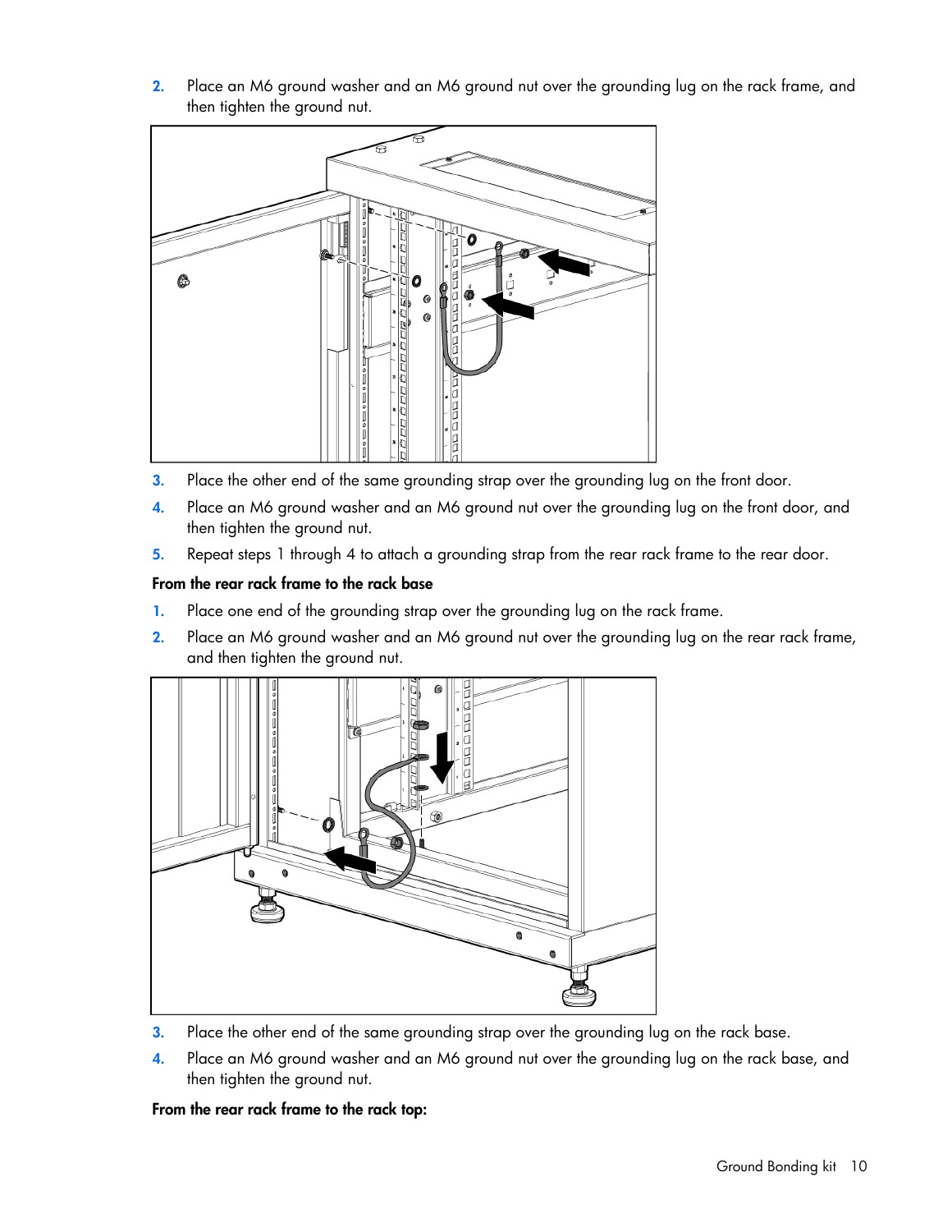2. Place an M6 ground washer and an M6 ground nut over the grounding lug on the rack frame, and then tighten the ground nut.

3. Place the other end of the same grounding strap over the grounding lug on the front door.
4. Place an M6 ground washer and an M6 ground nut over the grounding lug on the front door, and then tighten the ground nut.
5. Repeat steps 1 through 4 to attach a grounding strap from the rear rack frame to the rear door.

**From the rear rack frame to the rack base**

1. Place one end of the grounding strap over the grounding lug on the rack frame.
2. Place an M6 ground washer and an M6 ground nut over the grounding lug on the rear rack frame, and then tighten the ground nut.

3. Place the other end of the same grounding strap over the grounding lug on the rack base.
4. Place an M6 ground washer and an M6 ground nut over the grounding lug on the rack base, and then tighten the ground nut.

**From the rear rack frame to the rack top:**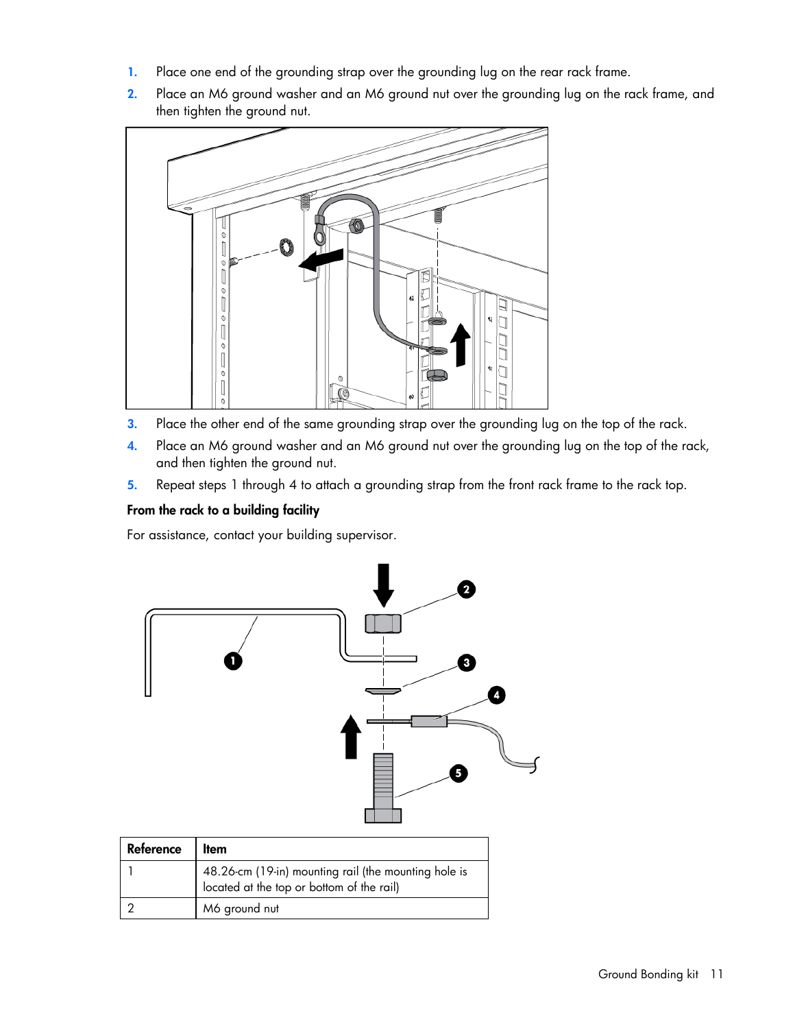1. Place one end of the grounding strap over the grounding lug on the rear rack frame.
2. Place an M6 ground washer and an M6 ground nut over the grounding lug on the rack frame, and then tighten the ground nut.
3. Place the other end of the same grounding strap over the grounding lug on the top of the rack.
4. Place an M6 ground washer and an M6 ground nut over the grounding lug on the top of the rack, and then tighten the ground nut.
5. Repeat steps 1 through 4 to attach a grounding strap from the front rack frame to the rack top.

**From the rack to a building facility**

For assistance, contact your building supervisor.

| Reference | Item |
|---|---|
| 1 | 48.26-cm (19-in) mounting rail (the mounting hole is located at the top or bottom of the rail) |
| 2 | M6 ground nut |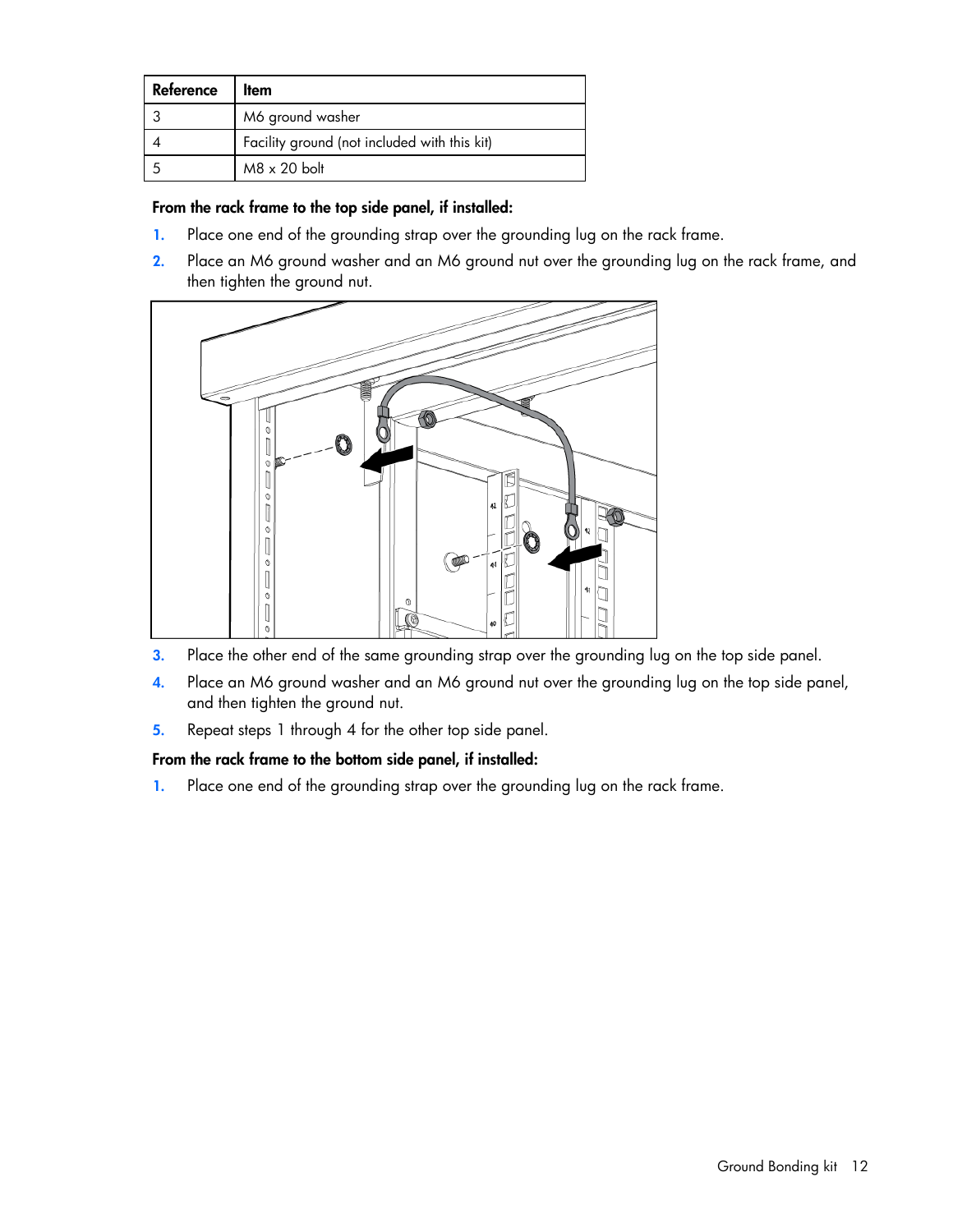| Reference | Item |
| --- | --- |
| 3 | M6 ground washer |
| 4 | Facility ground (not included with this kit) |
| 5 | M8 x 20 bolt |

**From the rack frame to the top side panel, if installed:**

1. Place one end of the grounding strap over the grounding lug on the rack frame.
2. Place an M6 ground washer and an M6 ground nut over the grounding lug on the rack frame, and then tighten the ground nut.
3. Place the other end of the same grounding strap over the grounding lug on the top side panel.
4. Place an M6 ground washer and an M6 ground nut over the grounding lug on the top side panel, and then tighten the ground nut.
5. Repeat steps 1 through 4 for the other top side panel.

**From the rack frame to the bottom side panel, if installed:**

1. Place one end of the grounding strap over the grounding lug on the rack frame.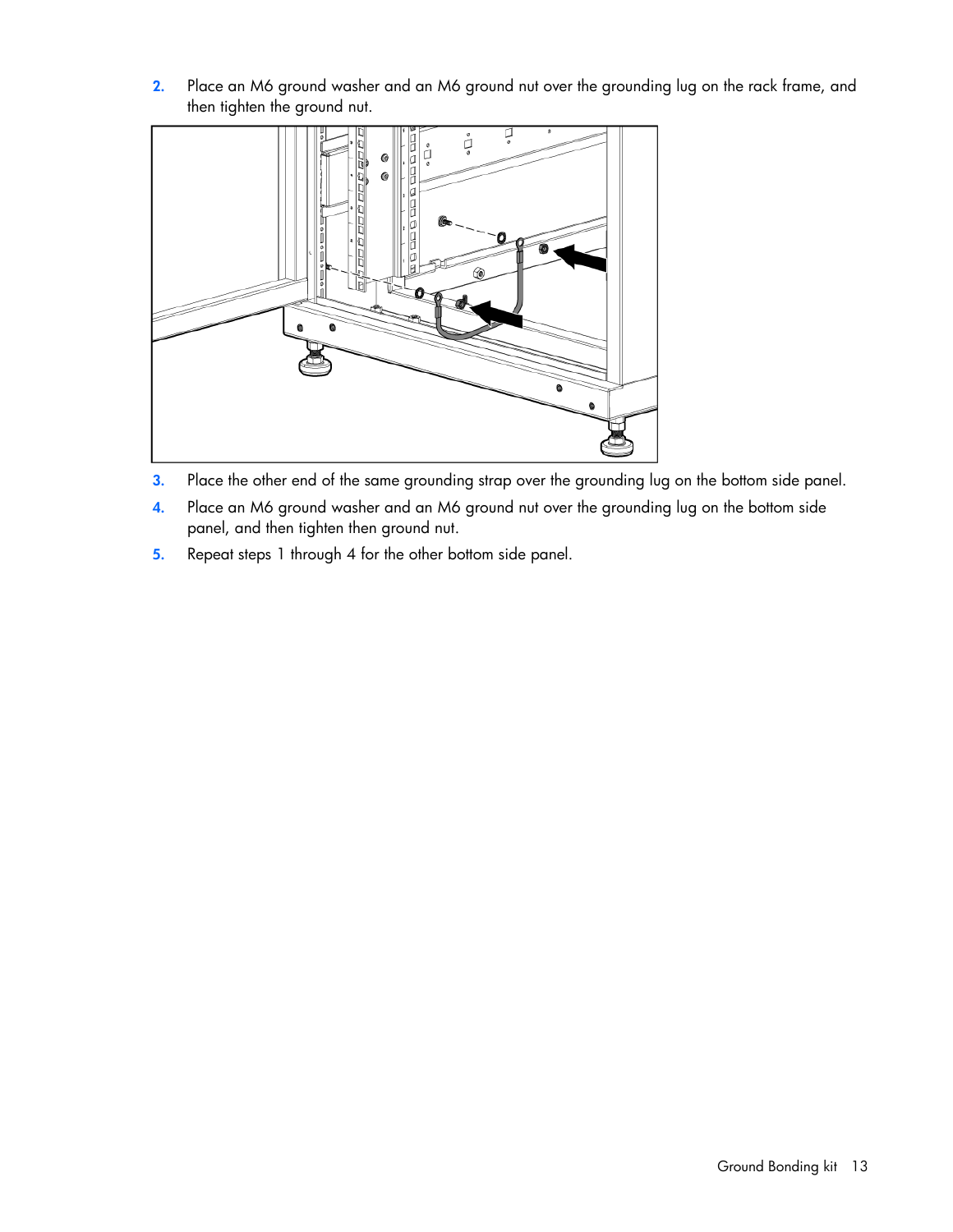2. Place an M6 ground washer and an M6 ground nut over the grounding lug on the rack frame, and then tighten the ground nut.

3. Place the other end of the same grounding strap over the grounding lug on the bottom side panel.
4. Place an M6 ground washer and an M6 ground nut over the grounding lug on the bottom side panel, and then tighten then ground nut.
5. Repeat steps 1 through 4 for the other bottom side panel.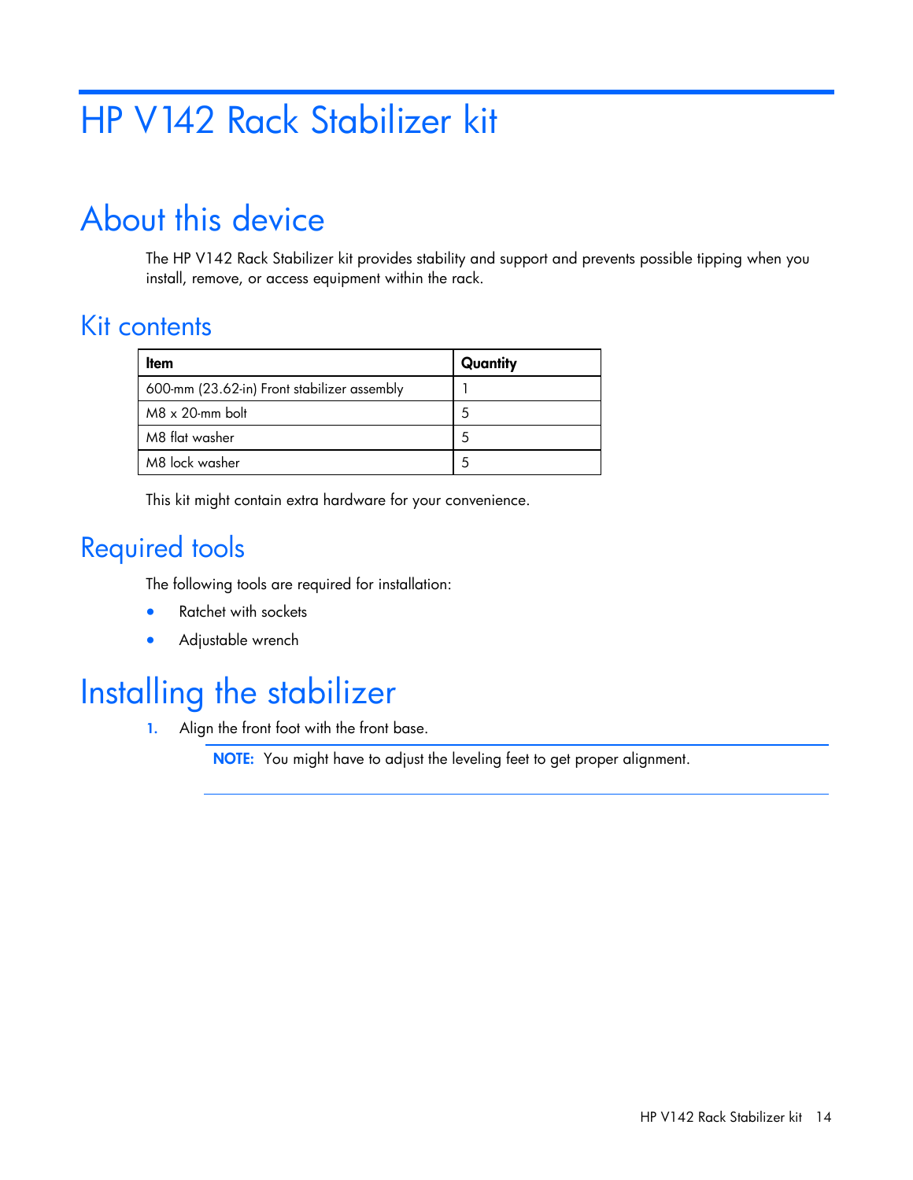# HP V142 Rack Stabilizer kit

## About this device

The HP V142 Rack Stabilizer kit provides stability and support and prevents possible tipping when you install, remove, or access equipment within the rack.

### Kit contents

| Item | Quantity |
|---|---|
| 600-mm (23.62-in) Front stabilizer assembly | 1 |
| M8 x 20-mm bolt | 5 |
| M8 flat washer | 5 |
| M8 lock washer | 5 |

This kit might contain extra hardware for your convenience.

### Required tools

The following tools are required for installation:

- Ratchet with sockets
- Adjustable wrench

## Installing the stabilizer

1. Align the front foot with the front base.

   **NOTE:** You might have to adjust the leveling feet to get proper alignment.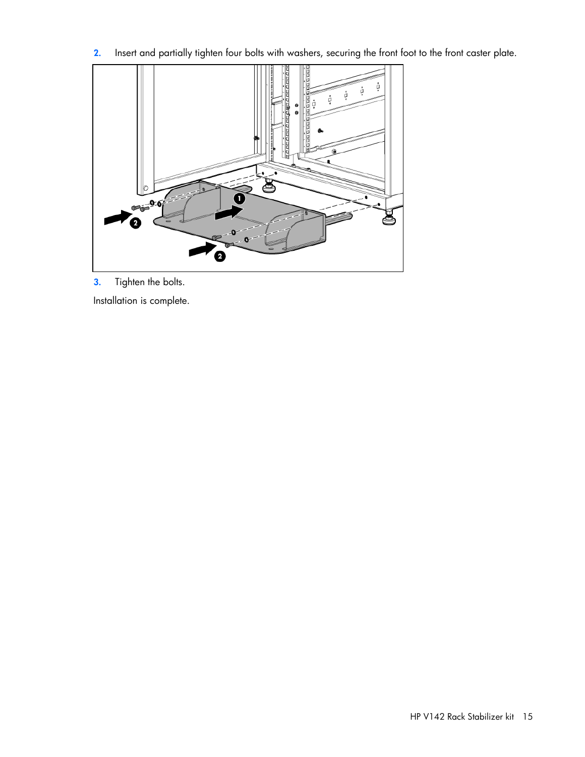2. Insert and partially tighten four bolts with washers, securing the front foot to the front caster plate.

3. Tighten the bolts.

Installation is complete.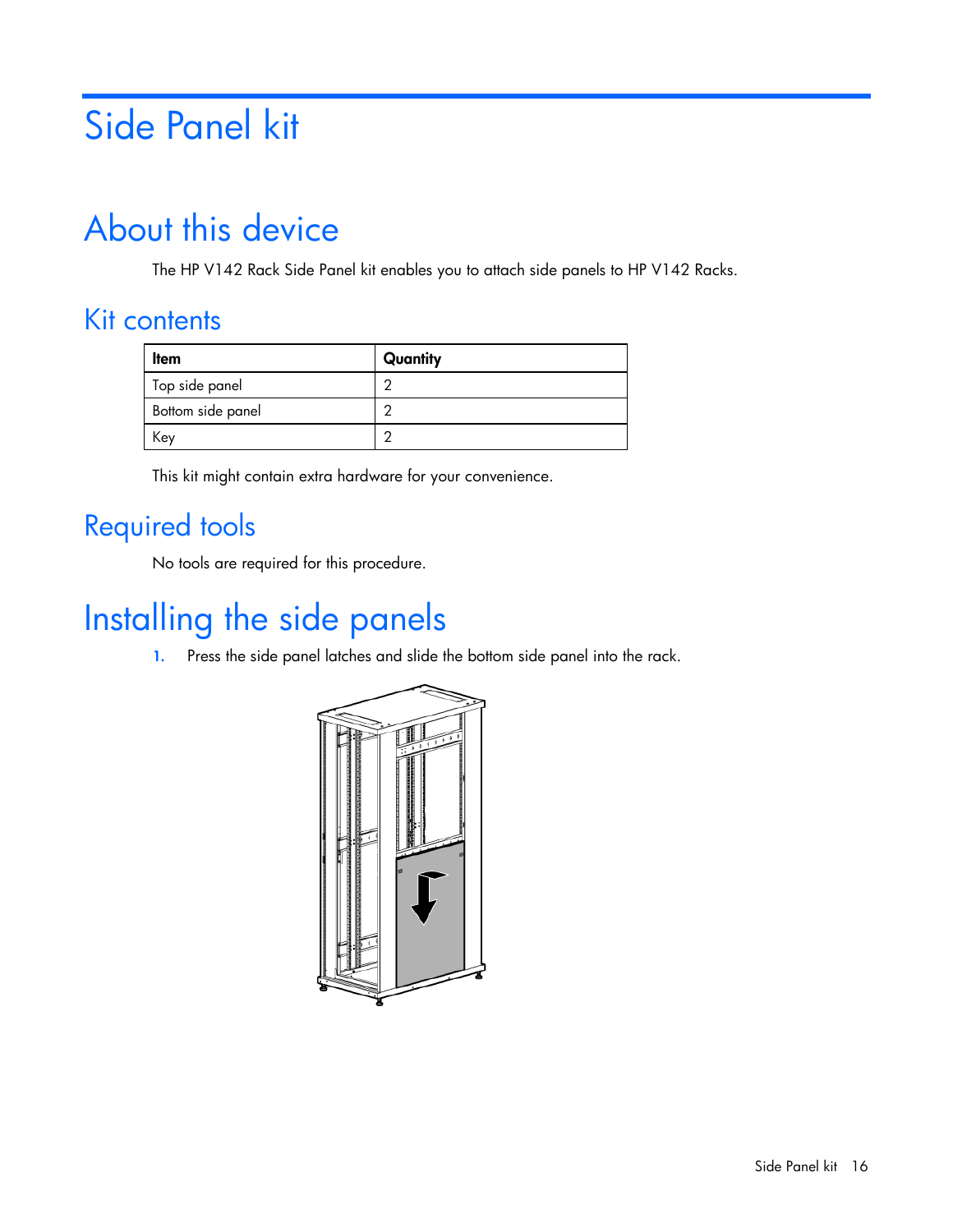# Side Panel kit

## About this device

The HP V142 Rack Side Panel kit enables you to attach side panels to HP V142 Racks.

### Kit contents

| Item | Quantity |
|---|---|
| Top side panel | 2 |
| Bottom side panel | 2 |
| Key | 2 |

This kit might contain extra hardware for your convenience.

### Required tools

No tools are required for this procedure.

## Installing the side panels

1. Press the side panel latches and slide the bottom side panel into the rack.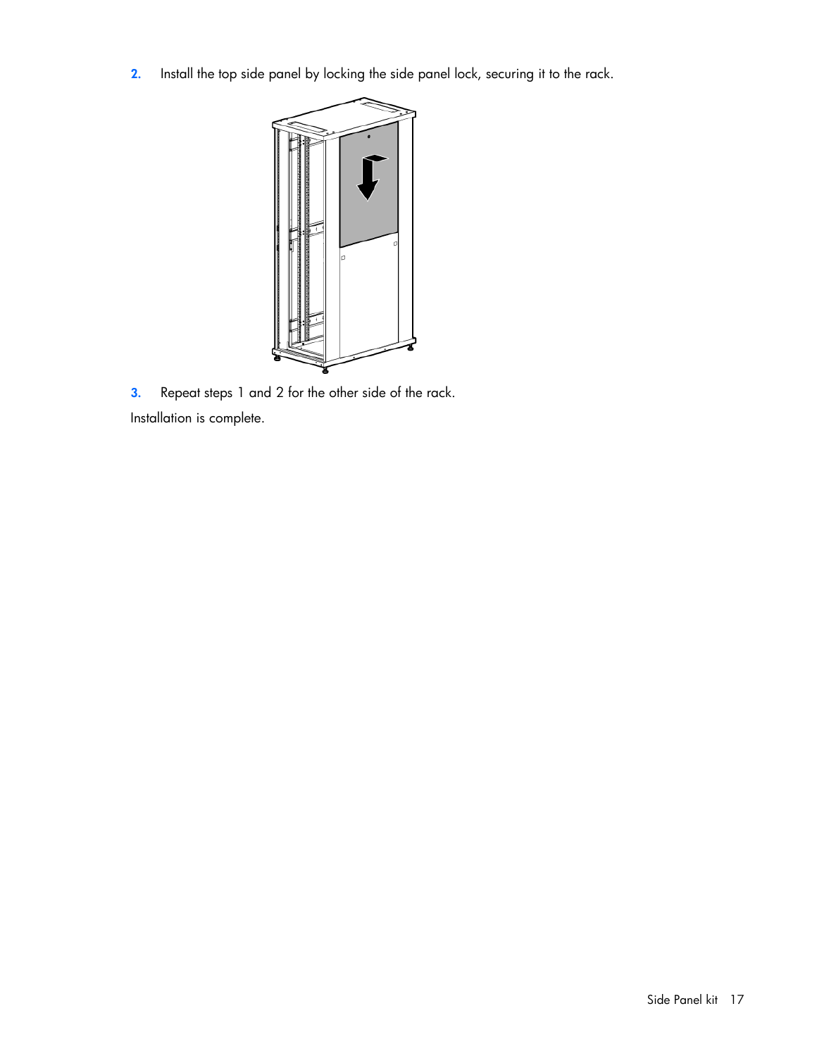2. Install the top side panel by locking the side panel lock, securing it to the rack.

3. Repeat steps 1 and 2 for the other side of the rack.

Installation is complete.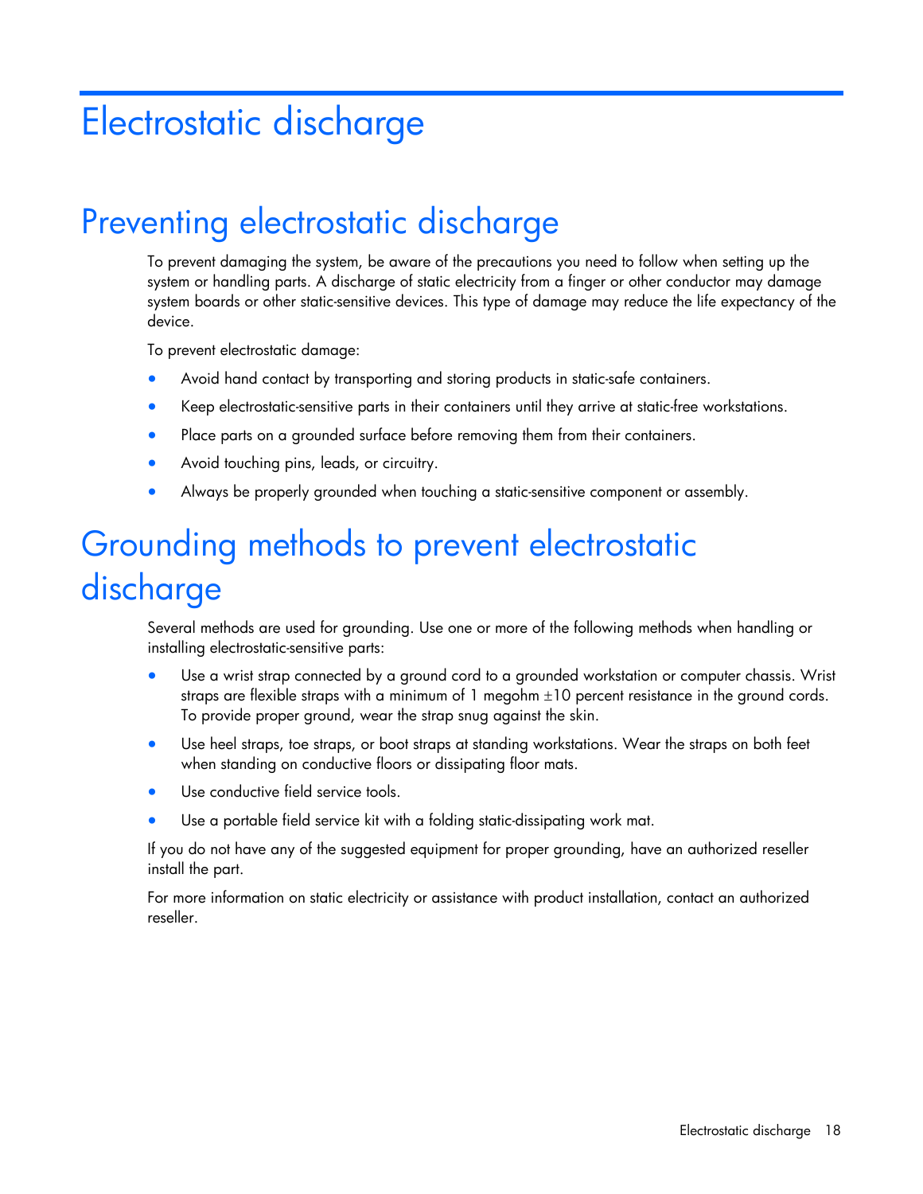# Electrostatic discharge

## Preventing electrostatic discharge

To prevent damaging the system, be aware of the precautions you need to follow when setting up the system or handling parts. A discharge of static electricity from a finger or other conductor may damage system boards or other static-sensitive devices. This type of damage may reduce the life expectancy of the device.

To prevent electrostatic damage:

- Avoid hand contact by transporting and storing products in static-safe containers.
- Keep electrostatic-sensitive parts in their containers until they arrive at static-free workstations.
- Place parts on a grounded surface before removing them from their containers.
- Avoid touching pins, leads, or circuitry.
- Always be properly grounded when touching a static-sensitive component or assembly.

## Grounding methods to prevent electrostatic discharge

Several methods are used for grounding. Use one or more of the following methods when handling or installing electrostatic-sensitive parts:

- Use a wrist strap connected by a ground cord to a grounded workstation or computer chassis. Wrist straps are flexible straps with a minimum of 1 megohm ±10 percent resistance in the ground cords. To provide proper ground, wear the strap snug against the skin.
- Use heel straps, toe straps, or boot straps at standing workstations. Wear the straps on both feet when standing on conductive floors or dissipating floor mats.
- Use conductive field service tools.
- Use a portable field service kit with a folding static-dissipating work mat.

If you do not have any of the suggested equipment for proper grounding, have an authorized reseller install the part.

For more information on static electricity or assistance with product installation, contact an authorized reseller.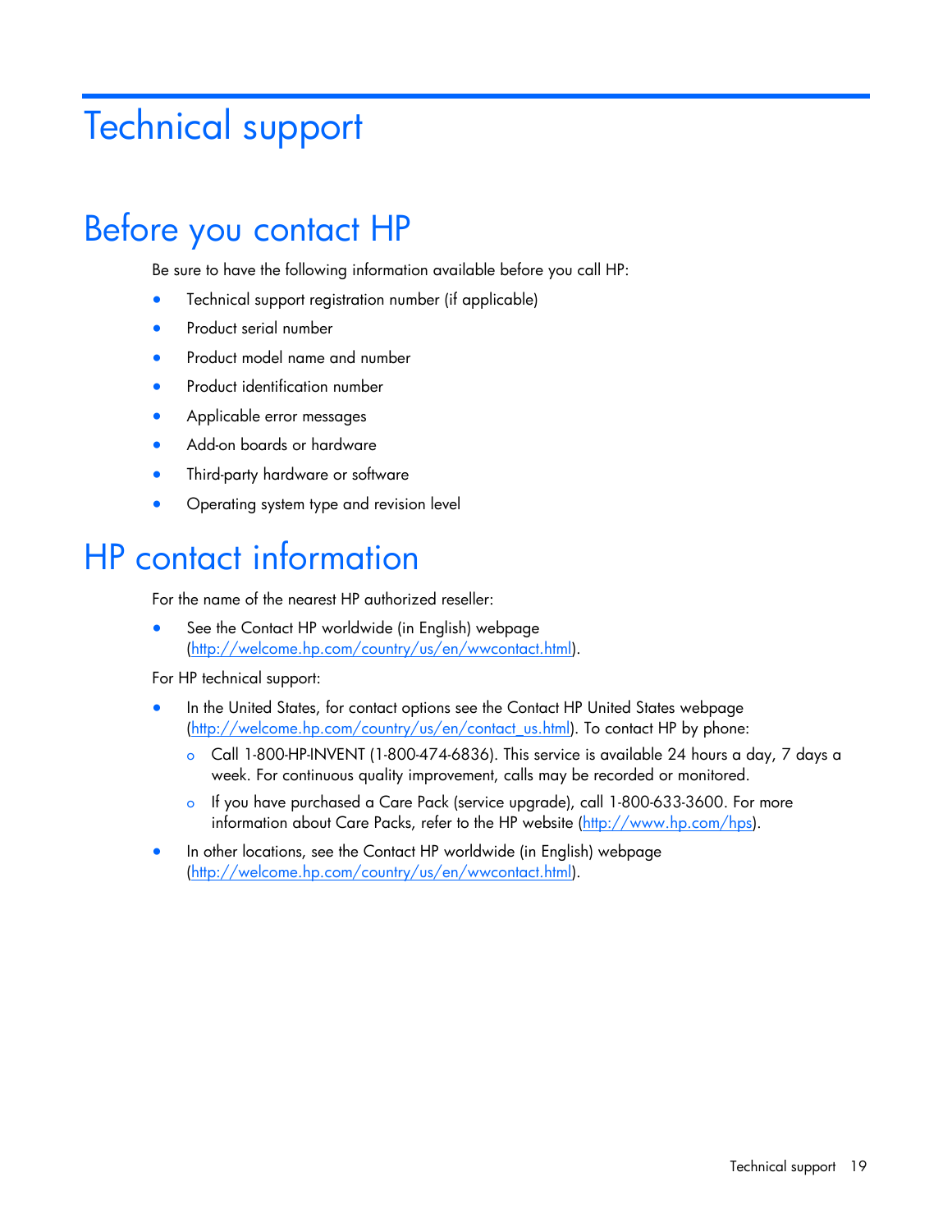# Technical support

## Before you contact HP

Be sure to have the following information available before you call HP:

- Technical support registration number (if applicable)
- Product serial number
- Product model name and number
- Product identification number
- Applicable error messages
- Add-on boards or hardware
- Third-party hardware or software
- Operating system type and revision level

## HP contact information

For the name of the nearest HP authorized reseller:

- See the Contact HP worldwide (in English) webpage (http://welcome.hp.com/country/us/en/wwcontact.html).

For HP technical support:

- In the United States, for contact options see the Contact HP United States webpage (http://welcome.hp.com/country/us/en/contact_us.html). To contact HP by phone:
  - Call 1-800-HP-INVENT (1-800-474-6836). This service is available 24 hours a day, 7 days a week. For continuous quality improvement, calls may be recorded or monitored.
  - If you have purchased a Care Pack (service upgrade), call 1-800-633-3600. For more information about Care Packs, refer to the HP website (http://www.hp.com/hps).
- In other locations, see the Contact HP worldwide (in English) webpage (http://welcome.hp.com/country/us/en/wwcontact.html).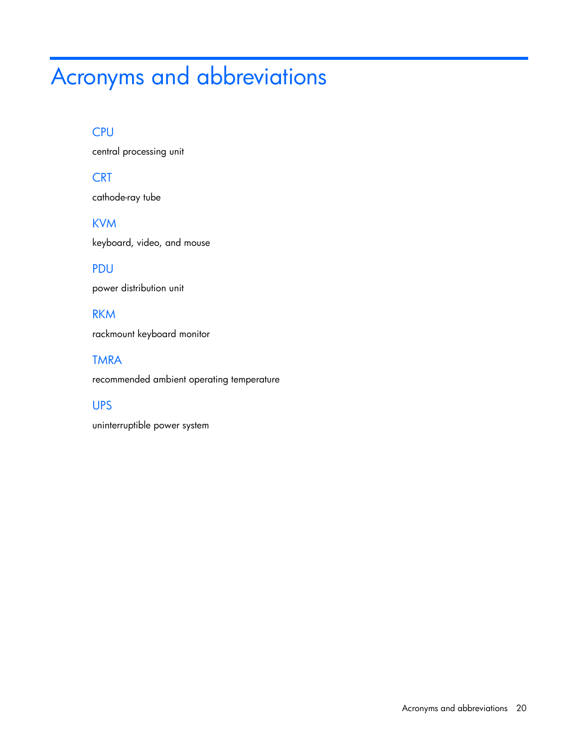# Acronyms and abbreviations

## CPU

central processing unit

## CRT

cathode-ray tube

## KVM

keyboard, video, and mouse

## PDU

power distribution unit

## RKM

rackmount keyboard monitor

## TMRA

recommended ambient operating temperature

## UPS

uninterruptible power system